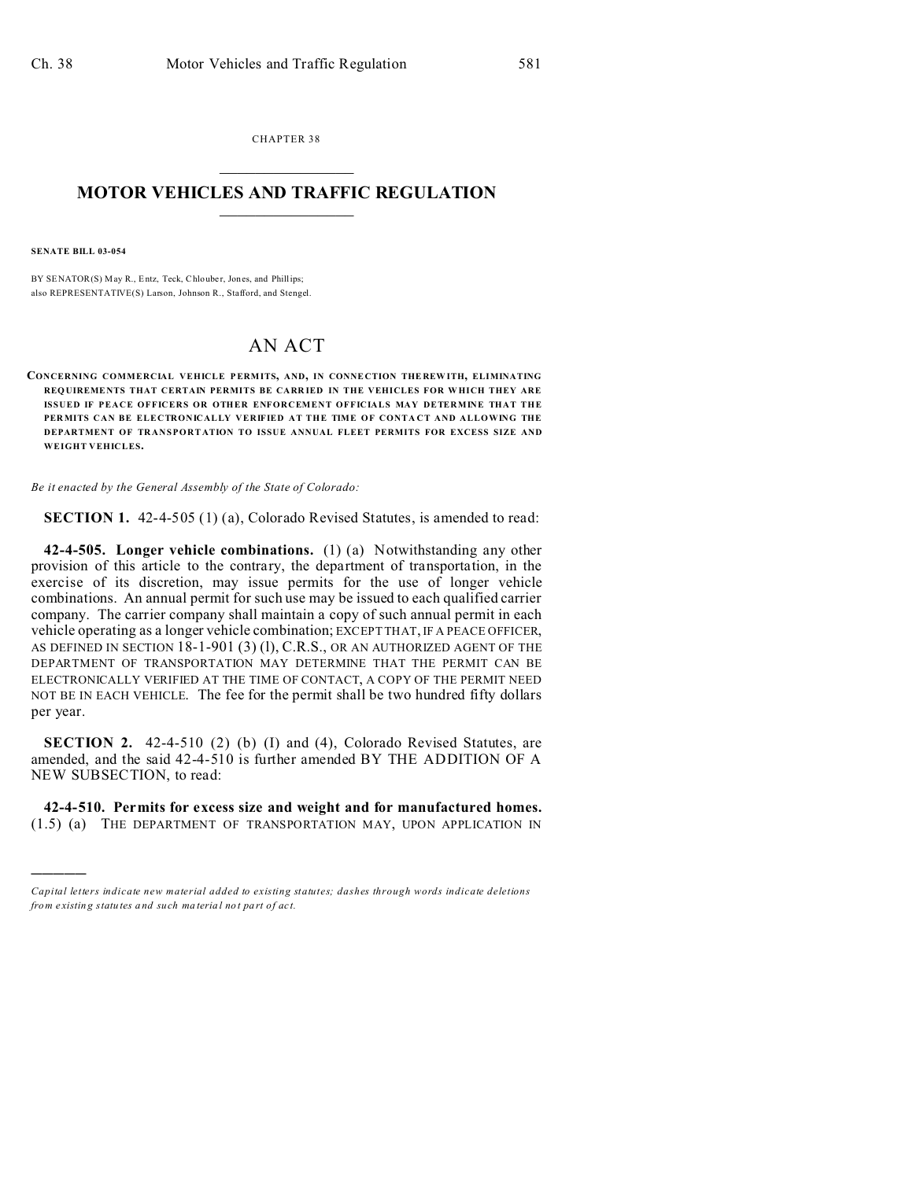CHAPTER 38

# MOTOR VEHICLES AND TRAFFIC REGULATION

**SENATE BILL 03-054**

BY SENATOR(S) May R., Entz, Teck, Chlouber, Jones, and Phillips;
also REPRESENTATIVE(S) Larson, Johnson R., Stafford, and Stengel.

# AN ACT

**CONCERNING COMMERCIAL VEHICLE PERMITS, AND, IN CONNECTION THEREWITH, ELIMINATING REQUIREMENTS THAT CERTAIN PERMITS BE CARRIED IN THE VEHICLES FOR WHICH THEY ARE ISSUED IF PEACE OFFICERS OR OTHER ENFORCEMENT OFFICIALS MAY DETERMINE THAT THE PERMITS CAN BE ELECTRONICALLY VERIFIED AT THE TIME OF CONTACT AND ALLOWING THE DEPARTMENT OF TRANSPORTATION TO ISSUE ANNUAL FLEET PERMITS FOR EXCESS SIZE AND WEIGHT VEHICLES.**

*Be it enacted by the General Assembly of the State of Colorado:*

**SECTION 1.** 42-4-505 (1) (a), Colorado Revised Statutes, is amended to read:

**42-4-505. Longer vehicle combinations.** (1) (a) Notwithstanding any other provision of this article to the contrary, the department of transportation, in the exercise of its discretion, may issue permits for the use of longer vehicle combinations. An annual permit for such use may be issued to each qualified carrier company. The carrier company shall maintain a copy of such annual permit in each vehicle operating as a longer vehicle combination; EXCEPT THAT, IF A PEACE OFFICER, AS DEFINED IN SECTION 18-1-901 (3) (l), C.R.S., OR AN AUTHORIZED AGENT OF THE DEPARTMENT OF TRANSPORTATION MAY DETERMINE THAT THE PERMIT CAN BE ELECTRONICALLY VERIFIED AT THE TIME OF CONTACT, A COPY OF THE PERMIT NEED NOT BE IN EACH VEHICLE. The fee for the permit shall be two hundred fifty dollars per year.

**SECTION 2.** 42-4-510 (2) (b) (I) and (4), Colorado Revised Statutes, are amended, and the said 42-4-510 is further amended BY THE ADDITION OF A NEW SUBSECTION, to read:

**42-4-510. Permits for excess size and weight and for manufactured homes.** (1.5) (a) THE DEPARTMENT OF TRANSPORTATION MAY, UPON APPLICATION IN

---

*Capital letters indicate new material added to existing statutes; dashes through words indicate deletions from existing statutes and such material not part of act.*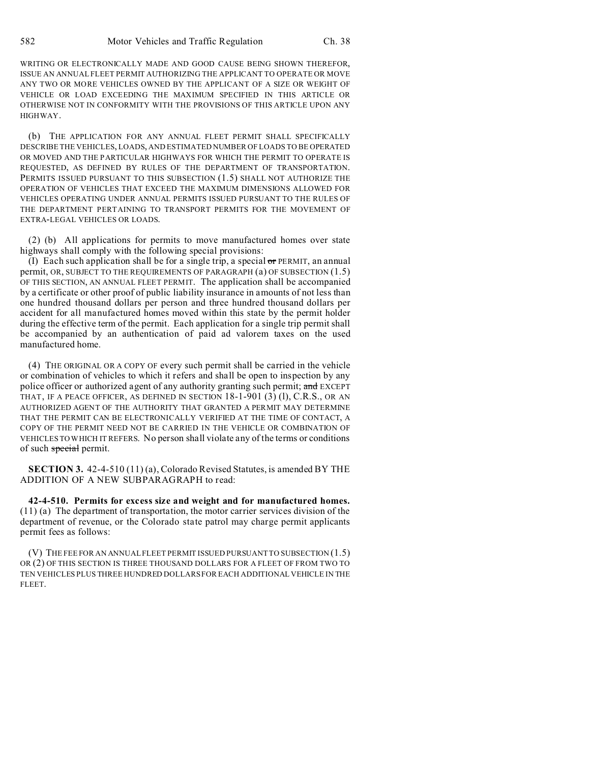WRITING OR ELECTRONICALLY MADE AND GOOD CAUSE BEING SHOWN THEREFOR, ISSUE AN ANNUAL FLEET PERMIT AUTHORIZING THE APPLICANT TO OPERATE OR MOVE ANY TWO OR MORE VEHICLES OWNED BY THE APPLICANT OF A SIZE OR WEIGHT OF VEHICLE OR LOAD EXCEEDING THE MAXIMUM SPECIFIED IN THIS ARTICLE OR OTHERWISE NOT IN CONFORMITY WITH THE PROVISIONS OF THIS ARTICLE UPON ANY HIGHWAY.

(b) THE APPLICATION FOR ANY ANNUAL FLEET PERMIT SHALL SPECIFICALLY DESCRIBE THE VEHICLES, LOADS, AND ESTIMATED NUMBER OF LOADS TO BE OPERATED OR MOVED AND THE PARTICULAR HIGHWAYS FOR WHICH THE PERMIT TO OPERATE IS REQUESTED, AS DEFINED BY RULES OF THE DEPARTMENT OF TRANSPORTATION. PERMITS ISSUED PURSUANT TO THIS SUBSECTION (1.5) SHALL NOT AUTHORIZE THE OPERATION OF VEHICLES THAT EXCEED THE MAXIMUM DIMENSIONS ALLOWED FOR VEHICLES OPERATING UNDER ANNUAL PERMITS ISSUED PURSUANT TO THE RULES OF THE DEPARTMENT PERTAINING TO TRANSPORT PERMITS FOR THE MOVEMENT OF EXTRA-LEGAL VEHICLES OR LOADS.

(2) (b) All applications for permits to move manufactured homes over state highways shall comply with the following special provisions:

(I) Each such application shall be for a single trip, a special ~~or~~ PERMIT, an annual permit, OR, SUBJECT TO THE REQUIREMENTS OF PARAGRAPH (a) OF SUBSECTION (1.5) OF THIS SECTION, AN ANNUAL FLEET PERMIT. The application shall be accompanied by a certificate or other proof of public liability insurance in amounts of not less than one hundred thousand dollars per person and three hundred thousand dollars per accident for all manufactured homes moved within this state by the permit holder during the effective term of the permit. Each application for a single trip permit shall be accompanied by an authentication of paid ad valorem taxes on the used manufactured home.

(4) THE ORIGINAL OR A COPY OF every such permit shall be carried in the vehicle or combination of vehicles to which it refers and shall be open to inspection by any police officer or authorized agent of any authority granting such permit; ~~and~~ EXCEPT THAT, IF A PEACE OFFICER, AS DEFINED IN SECTION 18-1-901 (3) (l), C.R.S., OR AN AUTHORIZED AGENT OF THE AUTHORITY THAT GRANTED A PERMIT MAY DETERMINE THAT THE PERMIT CAN BE ELECTRONICALLY VERIFIED AT THE TIME OF CONTACT, A COPY OF THE PERMIT NEED NOT BE CARRIED IN THE VEHICLE OR COMBINATION OF VEHICLES TO WHICH IT REFERS. No person shall violate any of the terms or conditions of such ~~special~~ permit.

**SECTION 3.** 42-4-510 (11) (a), Colorado Revised Statutes, is amended BY THE ADDITION OF A NEW SUBPARAGRAPH to read:

**42-4-510. Permits for excess size and weight and for manufactured homes.** (11) (a) The department of transportation, the motor carrier services division of the department of revenue, or the Colorado state patrol may charge permit applicants permit fees as follows:

(V) THE FEE FOR AN ANNUAL FLEET PERMIT ISSUED PURSUANT TO SUBSECTION (1.5) OR (2) OF THIS SECTION IS THREE THOUSAND DOLLARS FOR A FLEET OF FROM TWO TO TEN VEHICLES PLUS THREE HUNDRED DOLLARS FOR EACH ADDITIONAL VEHICLE IN THE FLEET.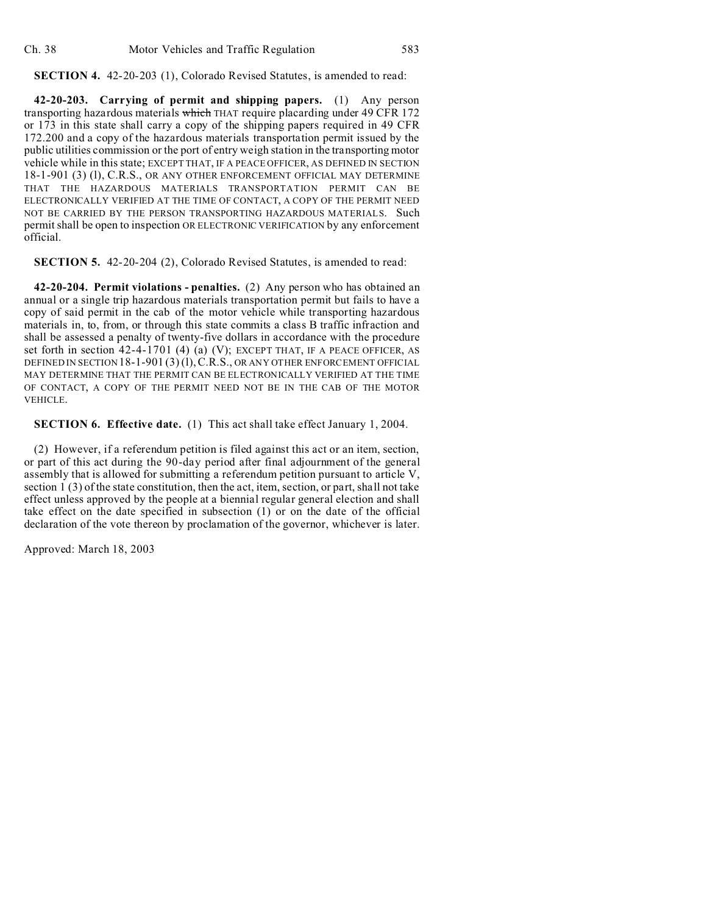**SECTION 4.** 42-20-203 (1), Colorado Revised Statutes, is amended to read:

**42-20-203. Carrying of permit and shipping papers.** (1) Any person transporting hazardous materials ~~which~~ THAT require placarding under 49 CFR 172 or 173 in this state shall carry a copy of the shipping papers required in 49 CFR 172.200 and a copy of the hazardous materials transportation permit issued by the public utilities commission or the port of entry weigh station in the transporting motor vehicle while in this state; EXCEPT THAT, IF A PEACE OFFICER, AS DEFINED IN SECTION 18-1-901 (3) (l), C.R.S., OR ANY OTHER ENFORCEMENT OFFICIAL MAY DETERMINE THAT THE HAZARDOUS MATERIALS TRANSPORTATION PERMIT CAN BE ELECTRONICALLY VERIFIED AT THE TIME OF CONTACT, A COPY OF THE PERMIT NEED NOT BE CARRIED BY THE PERSON TRANSPORTING HAZARDOUS MATERIALS. Such permit shall be open to inspection OR ELECTRONIC VERIFICATION by any enforcement official.

**SECTION 5.** 42-20-204 (2), Colorado Revised Statutes, is amended to read:

**42-20-204. Permit violations - penalties.** (2) Any person who has obtained an annual or a single trip hazardous materials transportation permit but fails to have a copy of said permit in the cab of the motor vehicle while transporting hazardous materials in, to, from, or through this state commits a class B traffic infraction and shall be assessed a penalty of twenty-five dollars in accordance with the procedure set forth in section 42-4-1701 (4) (a) (V); EXCEPT THAT, IF A PEACE OFFICER, AS DEFINED IN SECTION 18-1-901 (3) (l), C.R.S., OR ANY OTHER ENFORCEMENT OFFICIAL MAY DETERMINE THAT THE PERMIT CAN BE ELECTRONICALLY VERIFIED AT THE TIME OF CONTACT, A COPY OF THE PERMIT NEED NOT BE IN THE CAB OF THE MOTOR VEHICLE.

**SECTION 6. Effective date.** (1) This act shall take effect January 1, 2004.

(2) However, if a referendum petition is filed against this act or an item, section, or part of this act during the 90-day period after final adjournment of the general assembly that is allowed for submitting a referendum petition pursuant to article V, section 1 (3) of the state constitution, then the act, item, section, or part, shall not take effect unless approved by the people at a biennial regular general election and shall take effect on the date specified in subsection (1) or on the date of the official declaration of the vote thereon by proclamation of the governor, whichever is later.

Approved: March 18, 2003